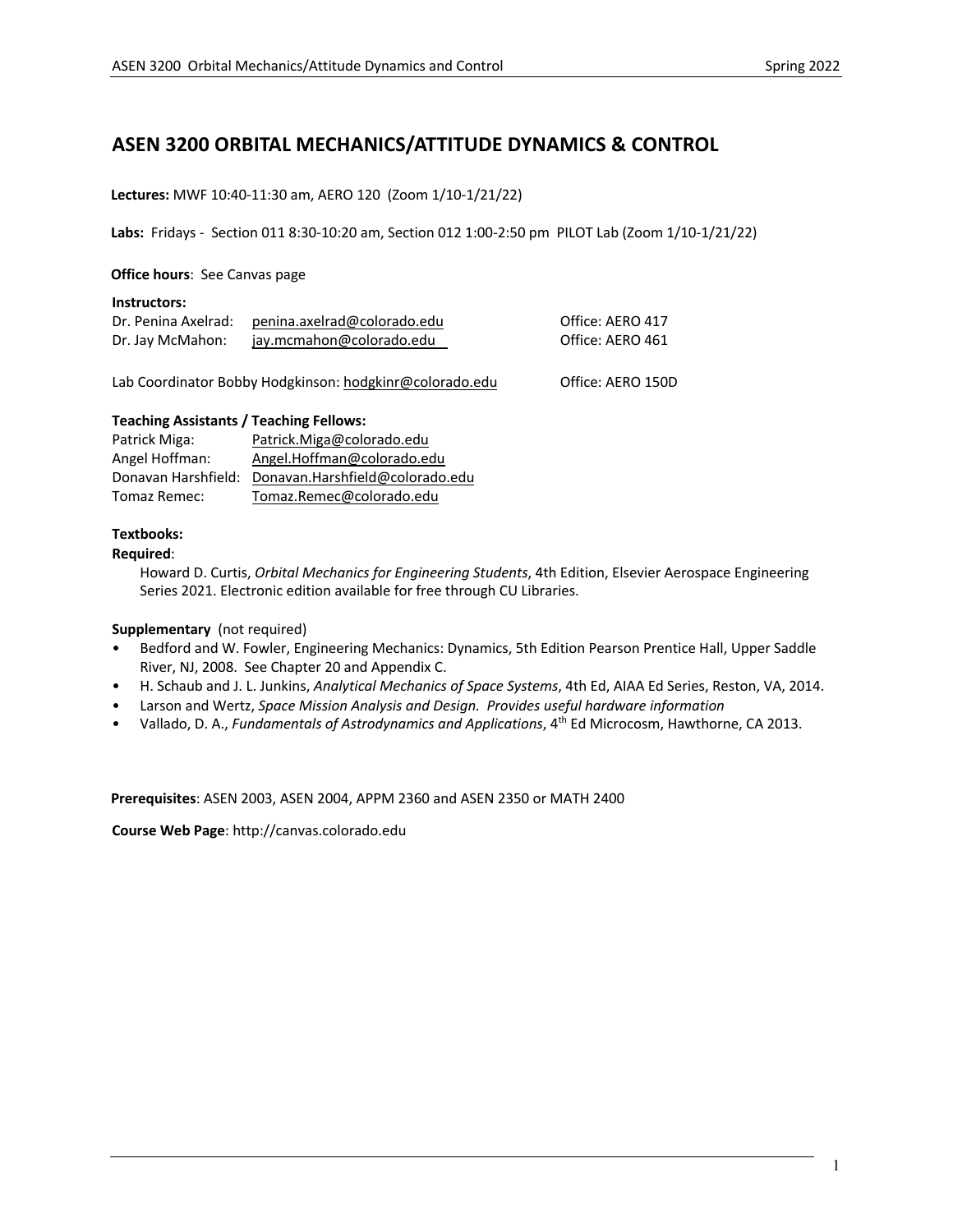# ASEN 3200 ORBITAL MECHANICS/ATTITUDE DYNAMICS & CONTROL

**Lectures:** MWF 10:40-11:30 am, AERO 120 (Zoom 1/10-1/21/22)

**Labs:** Fridays - Section 011 8:30-10:20 am, Section 012 1:00-2:50 pm PILOT Lab (Zoom 1/10-1/21/22)

**Office hours**: See Canvas page

**Instructors:**

| | | |
|---|---|---|
| Dr. Penina Axelrad: | penina.axelrad@colorado.edu | Office: AERO 417 |
| Dr. Jay McMahon: | jay.mcmahon@colorado.edu | Office: AERO 461 |

Lab Coordinator Bobby Hodgkinson: hodgkinr@colorado.edu Office: AERO 150D

**Teaching Assistants / Teaching Fellows:**

| | |
|---|---|
| Patrick Miga: | Patrick.Miga@colorado.edu |
| Angel Hoffman: | Angel.Hoffman@colorado.edu |
| Donavan Harshfield: | Donavan.Harshfield@colorado.edu |
| Tomaz Remec: | Tomaz.Remec@colorado.edu |

**Textbooks:**

**Required**:

Howard D. Curtis, *Orbital Mechanics for Engineering Students*, 4th Edition, Elsevier Aerospace Engineering Series 2021. Electronic edition available for free through CU Libraries.

**Supplementary** (not required)

- Bedford and W. Fowler, Engineering Mechanics: Dynamics, 5th Edition Pearson Prentice Hall, Upper Saddle River, NJ, 2008. See Chapter 20 and Appendix C.
- H. Schaub and J. L. Junkins, *Analytical Mechanics of Space Systems*, 4th Ed, AIAA Ed Series, Reston, VA, 2014.
- Larson and Wertz, *Space Mission Analysis and Design. Provides useful hardware information*
- Vallado, D. A., *Fundamentals of Astrodynamics and Applications*, 4th Ed Microcosm, Hawthorne, CA 2013.

**Prerequisites**: ASEN 2003, ASEN 2004, APPM 2360 and ASEN 2350 or MATH 2400

**Course Web Page**: http://canvas.colorado.edu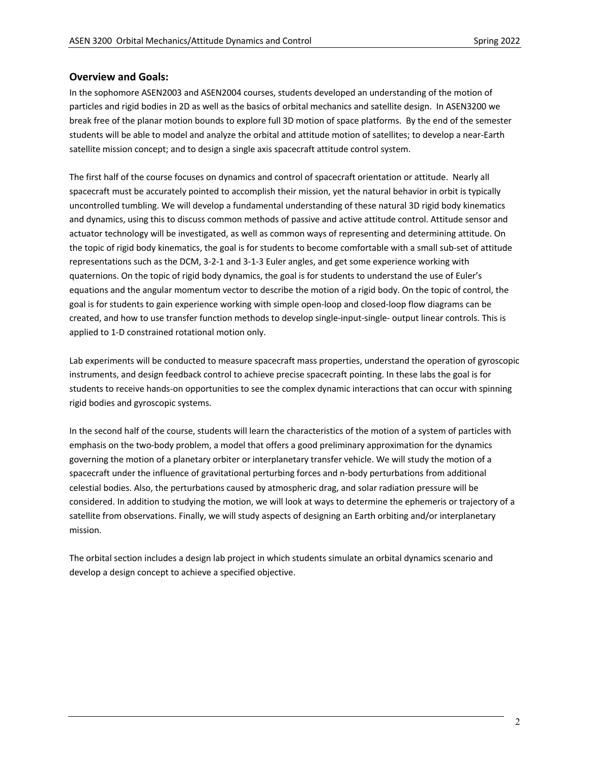## Overview and Goals:

In the sophomore ASEN2003 and ASEN2004 courses, students developed an understanding of the motion of particles and rigid bodies in 2D as well as the basics of orbital mechanics and satellite design. In ASEN3200 we break free of the planar motion bounds to explore full 3D motion of space platforms. By the end of the semester students will be able to model and analyze the orbital and attitude motion of satellites; to develop a near-Earth satellite mission concept; and to design a single axis spacecraft attitude control system.

The first half of the course focuses on dynamics and control of spacecraft orientation or attitude. Nearly all spacecraft must be accurately pointed to accomplish their mission, yet the natural behavior in orbit is typically uncontrolled tumbling. We will develop a fundamental understanding of these natural 3D rigid body kinematics and dynamics, using this to discuss common methods of passive and active attitude control. Attitude sensor and actuator technology will be investigated, as well as common ways of representing and determining attitude. On the topic of rigid body kinematics, the goal is for students to become comfortable with a small sub-set of attitude representations such as the DCM, 3-2-1 and 3-1-3 Euler angles, and get some experience working with quaternions. On the topic of rigid body dynamics, the goal is for students to understand the use of Euler's equations and the angular momentum vector to describe the motion of a rigid body. On the topic of control, the goal is for students to gain experience working with simple open-loop and closed-loop flow diagrams can be created, and how to use transfer function methods to develop single-input-single- output linear controls. This is applied to 1-D constrained rotational motion only.

Lab experiments will be conducted to measure spacecraft mass properties, understand the operation of gyroscopic instruments, and design feedback control to achieve precise spacecraft pointing. In these labs the goal is for students to receive hands-on opportunities to see the complex dynamic interactions that can occur with spinning rigid bodies and gyroscopic systems.

In the second half of the course, students will learn the characteristics of the motion of a system of particles with emphasis on the two-body problem, a model that offers a good preliminary approximation for the dynamics governing the motion of a planetary orbiter or interplanetary transfer vehicle. We will study the motion of a spacecraft under the influence of gravitational perturbing forces and n-body perturbations from additional celestial bodies. Also, the perturbations caused by atmospheric drag, and solar radiation pressure will be considered. In addition to studying the motion, we will look at ways to determine the ephemeris or trajectory of a satellite from observations. Finally, we will study aspects of designing an Earth orbiting and/or interplanetary mission.

The orbital section includes a design lab project in which students simulate an orbital dynamics scenario and develop a design concept to achieve a specified objective.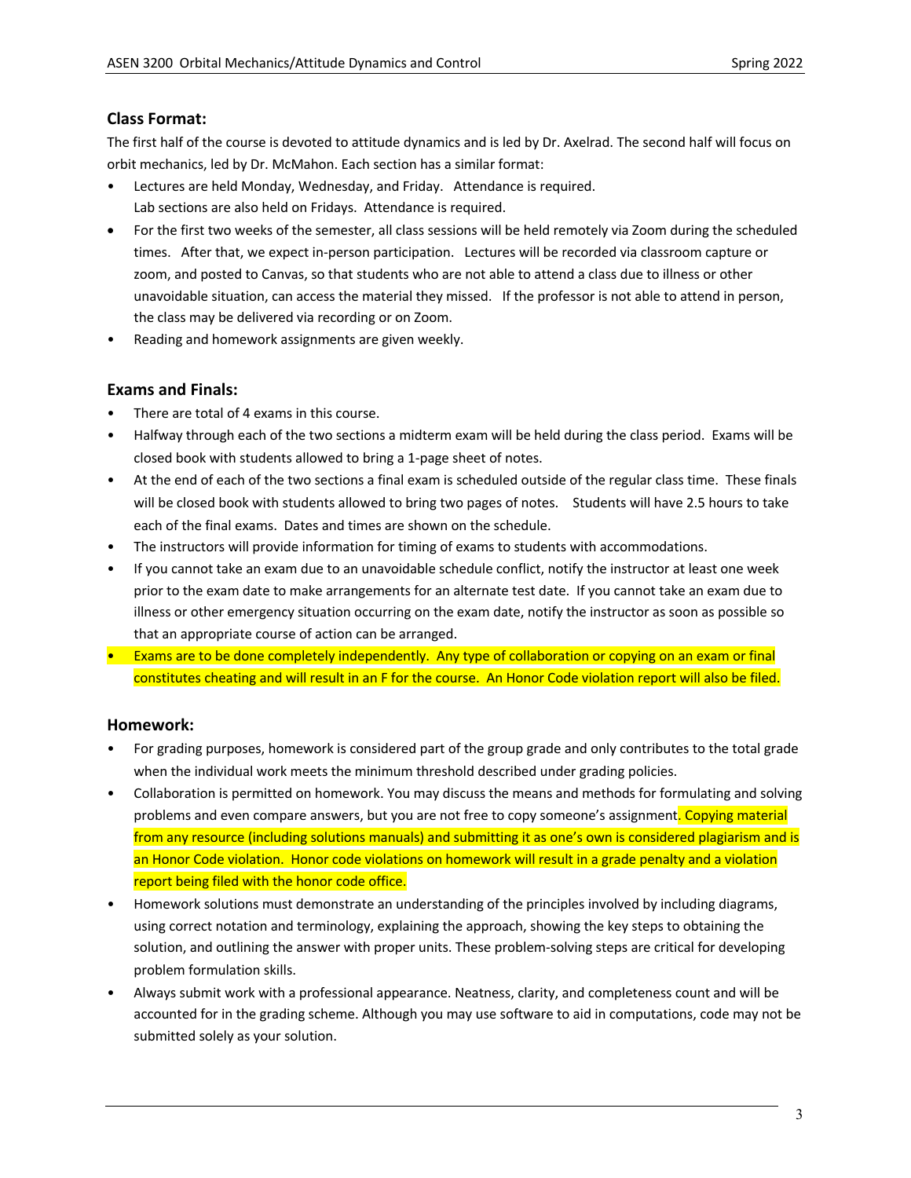## Class Format:

The first half of the course is devoted to attitude dynamics and is led by Dr. Axelrad. The second half will focus on orbit mechanics, led by Dr. McMahon. Each section has a similar format:

- Lectures are held Monday, Wednesday, and Friday. Attendance is required.
  Lab sections are also held on Fridays. Attendance is required.
- For the first two weeks of the semester, all class sessions will be held remotely via Zoom during the scheduled times. After that, we expect in-person participation. Lectures will be recorded via classroom capture or zoom, and posted to Canvas, so that students who are not able to attend a class due to illness or other unavoidable situation, can access the material they missed. If the professor is not able to attend in person, the class may be delivered via recording or on Zoom.
- Reading and homework assignments are given weekly.

## Exams and Finals:

- There are total of 4 exams in this course.
- Halfway through each of the two sections a midterm exam will be held during the class period. Exams will be closed book with students allowed to bring a 1-page sheet of notes.
- At the end of each of the two sections a final exam is scheduled outside of the regular class time. These finals will be closed book with students allowed to bring two pages of notes. Students will have 2.5 hours to take each of the final exams. Dates and times are shown on the schedule.
- The instructors will provide information for timing of exams to students with accommodations.
- If you cannot take an exam due to an unavoidable schedule conflict, notify the instructor at least one week prior to the exam date to make arrangements for an alternate test date. If you cannot take an exam due to illness or other emergency situation occurring on the exam date, notify the instructor as soon as possible so that an appropriate course of action can be arranged.
- Exams are to be done completely independently. Any type of collaboration or copying on an exam or final constitutes cheating and will result in an F for the course. An Honor Code violation report will also be filed.

## Homework:

- For grading purposes, homework is considered part of the group grade and only contributes to the total grade when the individual work meets the minimum threshold described under grading policies.
- Collaboration is permitted on homework. You may discuss the means and methods for formulating and solving problems and even compare answers, but you are not free to copy someone's assignment. Copying material from any resource (including solutions manuals) and submitting it as one's own is considered plagiarism and is an Honor Code violation. Honor code violations on homework will result in a grade penalty and a violation report being filed with the honor code office.
- Homework solutions must demonstrate an understanding of the principles involved by including diagrams, using correct notation and terminology, explaining the approach, showing the key steps to obtaining the solution, and outlining the answer with proper units. These problem-solving steps are critical for developing problem formulation skills.
- Always submit work with a professional appearance. Neatness, clarity, and completeness count and will be accounted for in the grading scheme. Although you may use software to aid in computations, code may not be submitted solely as your solution.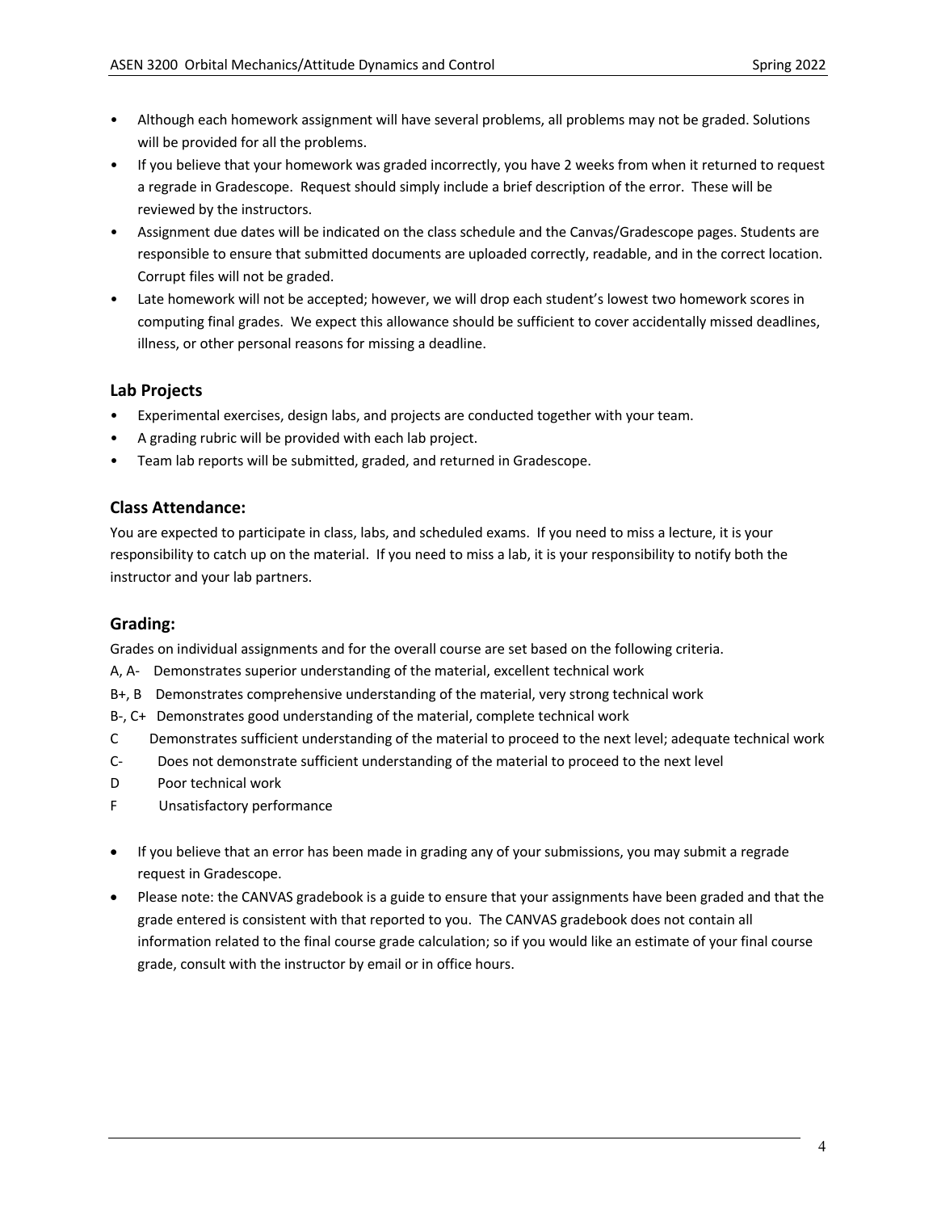- Although each homework assignment will have several problems, all problems may not be graded. Solutions will be provided for all the problems.
- If you believe that your homework was graded incorrectly, you have 2 weeks from when it returned to request a regrade in Gradescope. Request should simply include a brief description of the error. These will be reviewed by the instructors.
- Assignment due dates will be indicated on the class schedule and the Canvas/Gradescope pages. Students are responsible to ensure that submitted documents are uploaded correctly, readable, and in the correct location. Corrupt files will not be graded.
- Late homework will not be accepted; however, we will drop each student's lowest two homework scores in computing final grades. We expect this allowance should be sufficient to cover accidentally missed deadlines, illness, or other personal reasons for missing a deadline.

### Lab Projects

- Experimental exercises, design labs, and projects are conducted together with your team.
- A grading rubric will be provided with each lab project.
- Team lab reports will be submitted, graded, and returned in Gradescope.

### Class Attendance:

You are expected to participate in class, labs, and scheduled exams. If you need to miss a lecture, it is your responsibility to catch up on the material. If you need to miss a lab, it is your responsibility to notify both the instructor and your lab partners.

### Grading:

Grades on individual assignments and for the overall course are set based on the following criteria.

A, A- Demonstrates superior understanding of the material, excellent technical work
B+, B Demonstrates comprehensive understanding of the material, very strong technical work
B-, C+ Demonstrates good understanding of the material, complete technical work
C Demonstrates sufficient understanding of the material to proceed to the next level; adequate technical work
C- Does not demonstrate sufficient understanding of the material to proceed to the next level
D Poor technical work
F Unsatisfactory performance

- If you believe that an error has been made in grading any of your submissions, you may submit a regrade request in Gradescope.
- Please note: the CANVAS gradebook is a guide to ensure that your assignments have been graded and that the grade entered is consistent with that reported to you. The CANVAS gradebook does not contain all information related to the final course grade calculation; so if you would like an estimate of your final course grade, consult with the instructor by email or in office hours.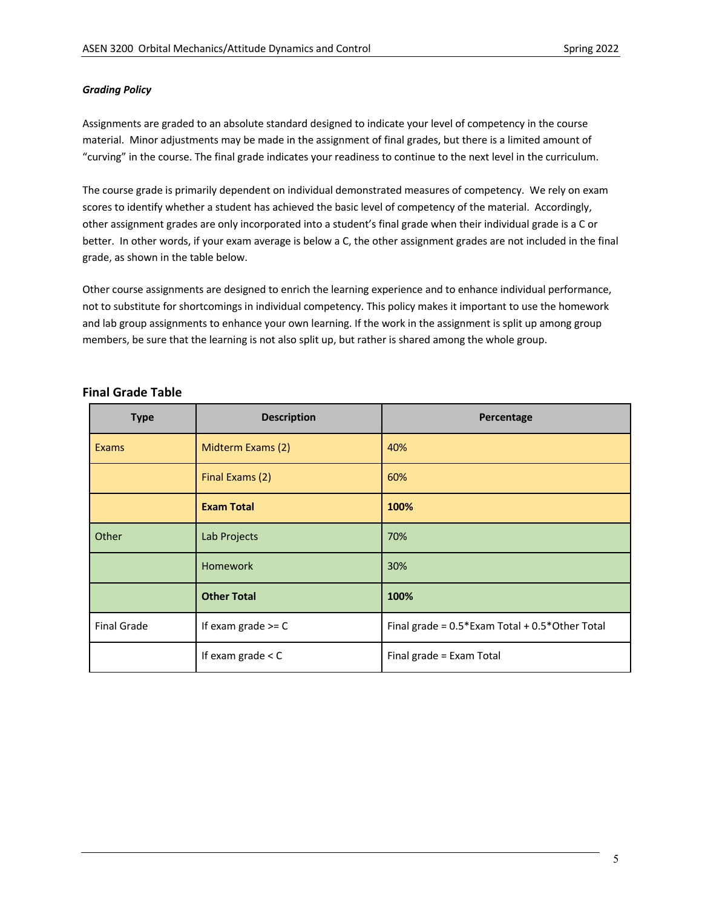***Grading Policy***

Assignments are graded to an absolute standard designed to indicate your level of competency in the course material. Minor adjustments may be made in the assignment of final grades, but there is a limited amount of "curving" in the course. The final grade indicates your readiness to continue to the next level in the curriculum.

The course grade is primarily dependent on individual demonstrated measures of competency. We rely on exam scores to identify whether a student has achieved the basic level of competency of the material. Accordingly, other assignment grades are only incorporated into a student's final grade when their individual grade is a C or better. In other words, if your exam average is below a C, the other assignment grades are not included in the final grade, as shown in the table below.

Other course assignments are designed to enrich the learning experience and to enhance individual performance, not to substitute for shortcomings in individual competency. This policy makes it important to use the homework and lab group assignments to enhance your own learning. If the work in the assignment is split up among group members, be sure that the learning is not also split up, but rather is shared among the whole group.

## Final Grade Table

| Type | Description | Percentage |
|---|---|---|
| Exams | Midterm Exams (2) | 40% |
| | Final Exams (2) | 60% |
| | **Exam Total** | **100%** |
| Other | Lab Projects | 70% |
| | Homework | 30% |
| | **Other Total** | **100%** |
| Final Grade | If exam grade >= C | Final grade = 0.5*Exam Total + 0.5*Other Total |
| | If exam grade < C | Final grade = Exam Total |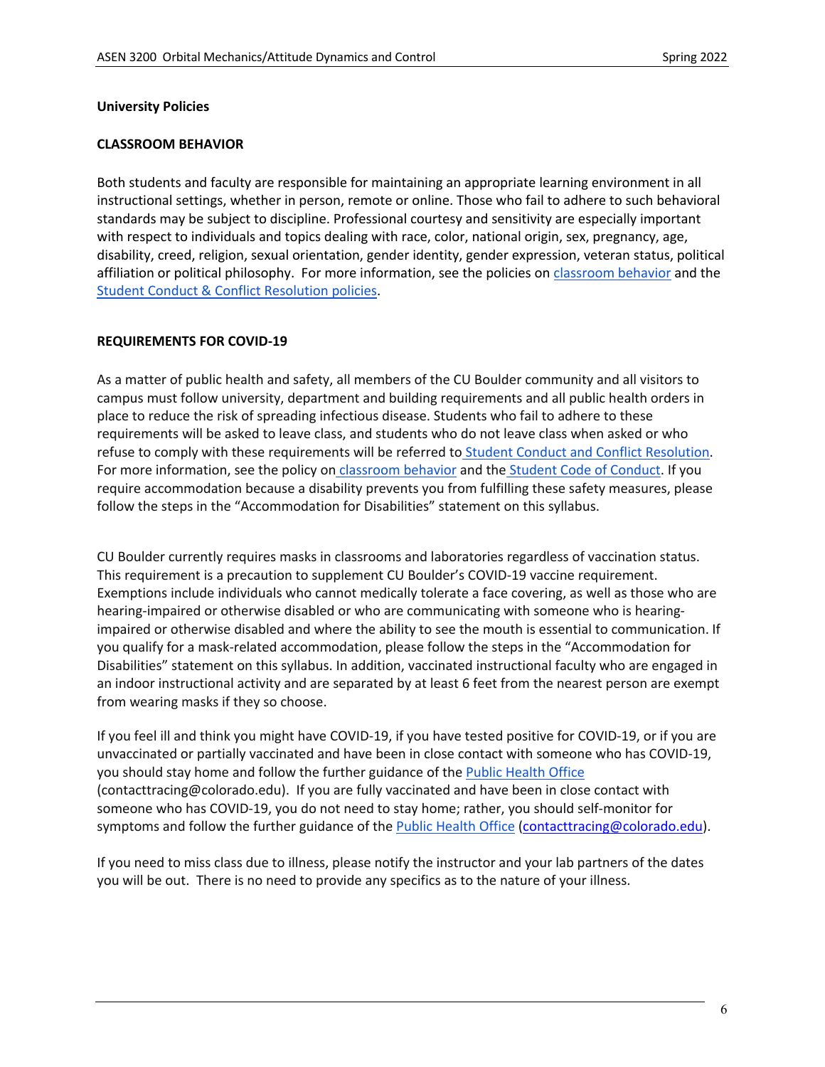## University Policies

### CLASSROOM BEHAVIOR

Both students and faculty are responsible for maintaining an appropriate learning environment in all instructional settings, whether in person, remote or online. Those who fail to adhere to such behavioral standards may be subject to discipline. Professional courtesy and sensitivity are especially important with respect to individuals and topics dealing with race, color, national origin, sex, pregnancy, age, disability, creed, religion, sexual orientation, gender identity, gender expression, veteran status, political affiliation or political philosophy. For more information, see the policies on classroom behavior and the Student Conduct & Conflict Resolution policies.

### REQUIREMENTS FOR COVID-19

As a matter of public health and safety, all members of the CU Boulder community and all visitors to campus must follow university, department and building requirements and all public health orders in place to reduce the risk of spreading infectious disease. Students who fail to adhere to these requirements will be asked to leave class, and students who do not leave class when asked or who refuse to comply with these requirements will be referred to Student Conduct and Conflict Resolution. For more information, see the policy on classroom behavior and the Student Code of Conduct. If you require accommodation because a disability prevents you from fulfilling these safety measures, please follow the steps in the "Accommodation for Disabilities" statement on this syllabus.

CU Boulder currently requires masks in classrooms and laboratories regardless of vaccination status. This requirement is a precaution to supplement CU Boulder's COVID-19 vaccine requirement. Exemptions include individuals who cannot medically tolerate a face covering, as well as those who are hearing-impaired or otherwise disabled or who are communicating with someone who is hearing-impaired or otherwise disabled and where the ability to see the mouth is essential to communication. If you qualify for a mask-related accommodation, please follow the steps in the "Accommodation for Disabilities" statement on this syllabus. In addition, vaccinated instructional faculty who are engaged in an indoor instructional activity and are separated by at least 6 feet from the nearest person are exempt from wearing masks if they so choose.

If you feel ill and think you might have COVID-19, if you have tested positive for COVID-19, or if you are unvaccinated or partially vaccinated and have been in close contact with someone who has COVID-19, you should stay home and follow the further guidance of the Public Health Office (contacttracing@colorado.edu). If you are fully vaccinated and have been in close contact with someone who has COVID-19, you do not need to stay home; rather, you should self-monitor for symptoms and follow the further guidance of the Public Health Office (contacttracing@colorado.edu).

If you need to miss class due to illness, please notify the instructor and your lab partners of the dates you will be out. There is no need to provide any specifics as to the nature of your illness.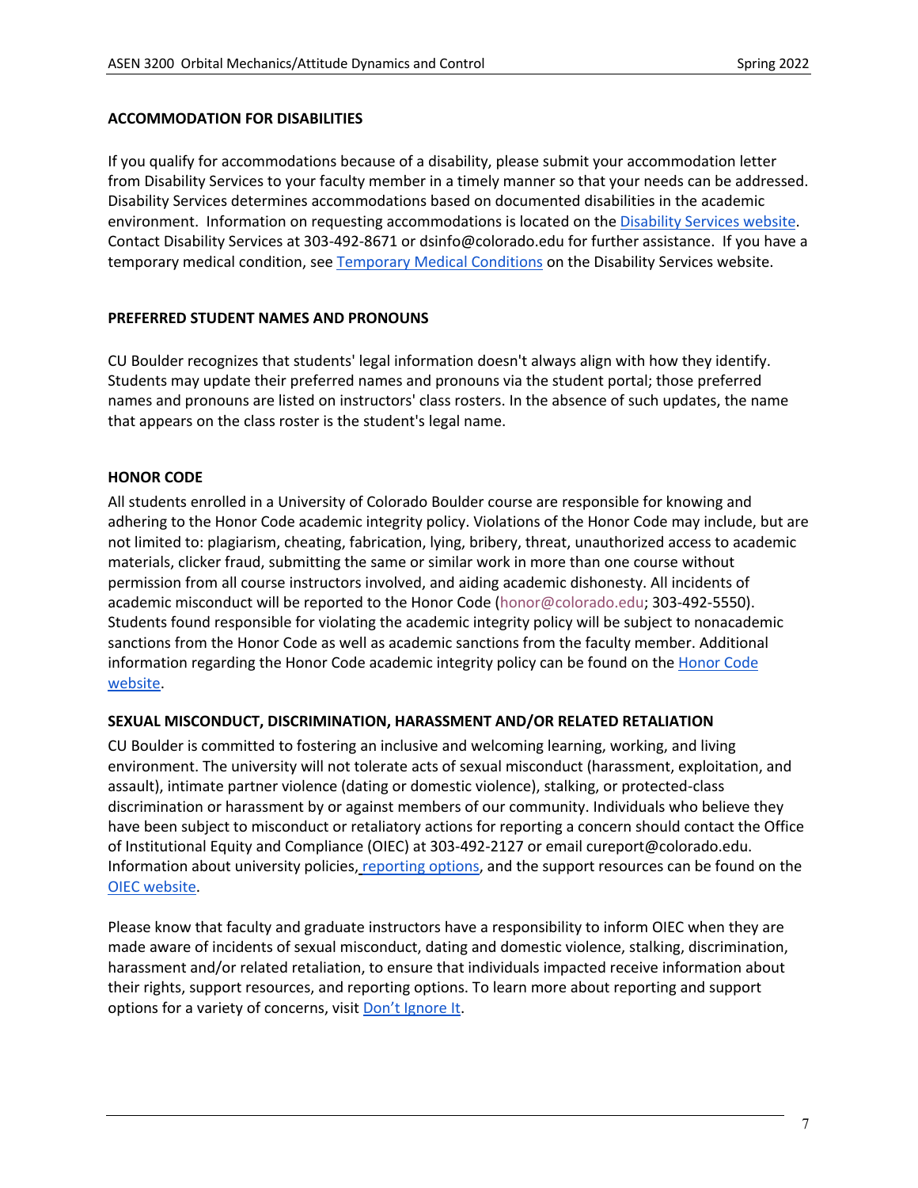## ACCOMMODATION FOR DISABILITIES

If you qualify for accommodations because of a disability, please submit your accommodation letter from Disability Services to your faculty member in a timely manner so that your needs can be addressed. Disability Services determines accommodations based on documented disabilities in the academic environment. Information on requesting accommodations is located on the Disability Services website. Contact Disability Services at 303-492-8671 or dsinfo@colorado.edu for further assistance. If you have a temporary medical condition, see Temporary Medical Conditions on the Disability Services website.

## PREFERRED STUDENT NAMES AND PRONOUNS

CU Boulder recognizes that students' legal information doesn't always align with how they identify. Students may update their preferred names and pronouns via the student portal; those preferred names and pronouns are listed on instructors' class rosters. In the absence of such updates, the name that appears on the class roster is the student's legal name.

## HONOR CODE

All students enrolled in a University of Colorado Boulder course are responsible for knowing and adhering to the Honor Code academic integrity policy. Violations of the Honor Code may include, but are not limited to: plagiarism, cheating, fabrication, lying, bribery, threat, unauthorized access to academic materials, clicker fraud, submitting the same or similar work in more than one course without permission from all course instructors involved, and aiding academic dishonesty. All incidents of academic misconduct will be reported to the Honor Code (honor@colorado.edu; 303-492-5550). Students found responsible for violating the academic integrity policy will be subject to nonacademic sanctions from the Honor Code as well as academic sanctions from the faculty member. Additional information regarding the Honor Code academic integrity policy can be found on the Honor Code website.

## SEXUAL MISCONDUCT, DISCRIMINATION, HARASSMENT AND/OR RELATED RETALIATION

CU Boulder is committed to fostering an inclusive and welcoming learning, working, and living environment. The university will not tolerate acts of sexual misconduct (harassment, exploitation, and assault), intimate partner violence (dating or domestic violence), stalking, or protected-class discrimination or harassment by or against members of our community. Individuals who believe they have been subject to misconduct or retaliatory actions for reporting a concern should contact the Office of Institutional Equity and Compliance (OIEC) at 303-492-2127 or email cureport@colorado.edu. Information about university policies, reporting options, and the support resources can be found on the OIEC website.

Please know that faculty and graduate instructors have a responsibility to inform OIEC when they are made aware of incidents of sexual misconduct, dating and domestic violence, stalking, discrimination, harassment and/or related retaliation, to ensure that individuals impacted receive information about their rights, support resources, and reporting options. To learn more about reporting and support options for a variety of concerns, visit Don't Ignore It.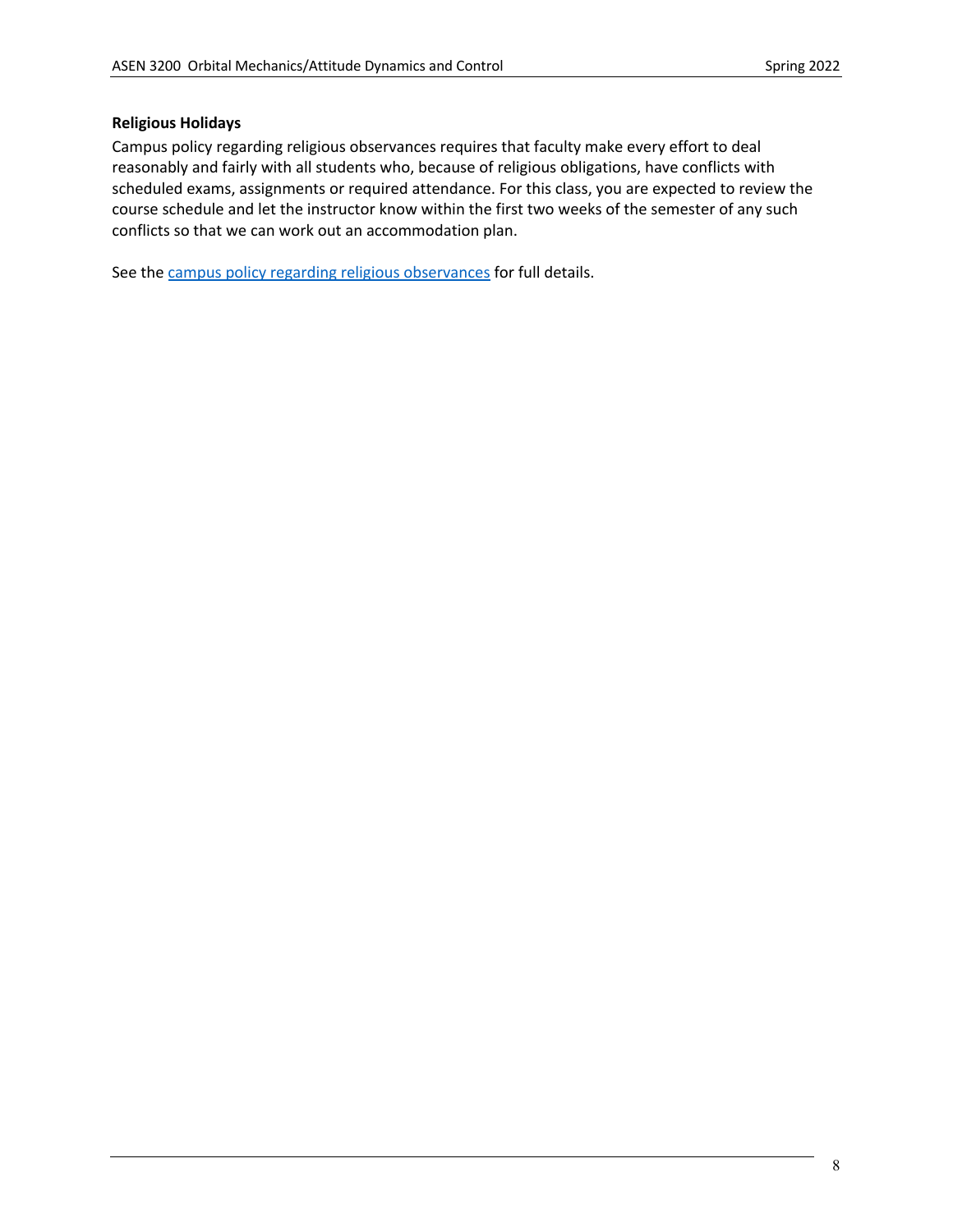### Religious Holidays

Campus policy regarding religious observances requires that faculty make every effort to deal reasonably and fairly with all students who, because of religious obligations, have conflicts with scheduled exams, assignments or required attendance. For this class, you are expected to review the course schedule and let the instructor know within the first two weeks of the semester of any such conflicts so that we can work out an accommodation plan.

See the campus policy regarding religious observances for full details.